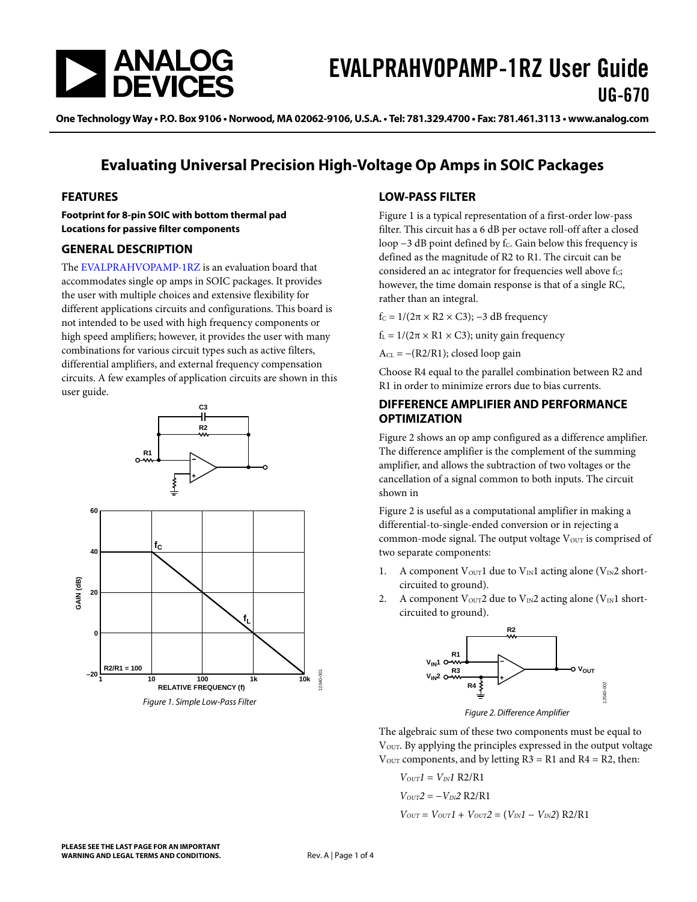# EVALPRAHVOPAMP-1RZ User Guide

## UG-670

## Evaluating Universal Precision High-Voltage Op Amps in SOIC Packages

### FEATURES

**Footprint for 8-pin SOIC with bottom thermal pad**
**Locations for passive filter components**

### GENERAL DESCRIPTION

The EVALPRAHVOPAMP-1RZ is an evaluation board that accommodates single op amps in SOIC packages. It provides the user with multiple choices and extensive flexibility for different applications circuits and configurations. This board is not intended to be used with high frequency components or high speed amplifiers; however, it provides the user with many combinations for various circuit types such as active filters, differential amplifiers, and external frequency compensation circuits. A few examples of application circuits are shown in this user guide.

*Figure 1. Simple Low-Pass Filter*

### LOW-PASS FILTER

Figure 1 is a typical representation of a first-order low-pass filter. This circuit has a 6 dB per octave roll-off after a closed loop −3 dB point defined by $f_C$. Gain below this frequency is defined as the magnitude of R2 to R1. The circuit can be considered an ac integrator for frequencies well above $f_C$; however, the time domain response is that of a single RC, rather than an integral.

$f_C = 1/(2\pi \times R2 \times C3)$; −3 dB frequency

$f_L = 1/(2\pi \times R1 \times C3)$; unity gain frequency

$A_{CL} = -(R2/R1)$; closed loop gain

Choose R4 equal to the parallel combination between R2 and R1 in order to minimize errors due to bias currents.

### DIFFERENCE AMPLIFIER AND PERFORMANCE OPTIMIZATION

Figure 2 shows an op amp configured as a difference amplifier. The difference amplifier is the complement of the summing amplifier, and allows the subtraction of two voltages or the cancellation of a signal common to both inputs. The circuit shown in

Figure 2 is useful as a computational amplifier in making a differential-to-single-ended conversion or in rejecting a common-mode signal. The output voltage $V_{OUT}$ is comprised of two separate components:

1. A component $V_{OUT}1$ due to $V_{IN}1$ acting alone ($V_{IN}2$ short-circuited to ground).
2. A component $V_{OUT}2$ due to $V_{IN}2$ acting alone ($V_{IN}1$ short-circuited to ground).

*Figure 2. Difference Amplifier*

The algebraic sum of these two components must be equal to $V_{OUT}$. By applying the principles expressed in the output voltage $V_{OUT}$ components, and by letting R3 = R1 and R4 = R2, then:

$$V_{OUT}1 = V_{IN}1 \text{ R2/R1}$$

$$V_{OUT}2 = -V_{IN}2 \text{ R2/R1}$$

$$V_{OUT} = V_{OUT}1 + V_{OUT}2 = (V_{IN}1 - V_{IN}2) \text{ R2/R1}$$

**PLEASE SEE THE LAST PAGE FOR AN IMPORTANT WARNING AND LEGAL TERMS AND CONDITIONS.**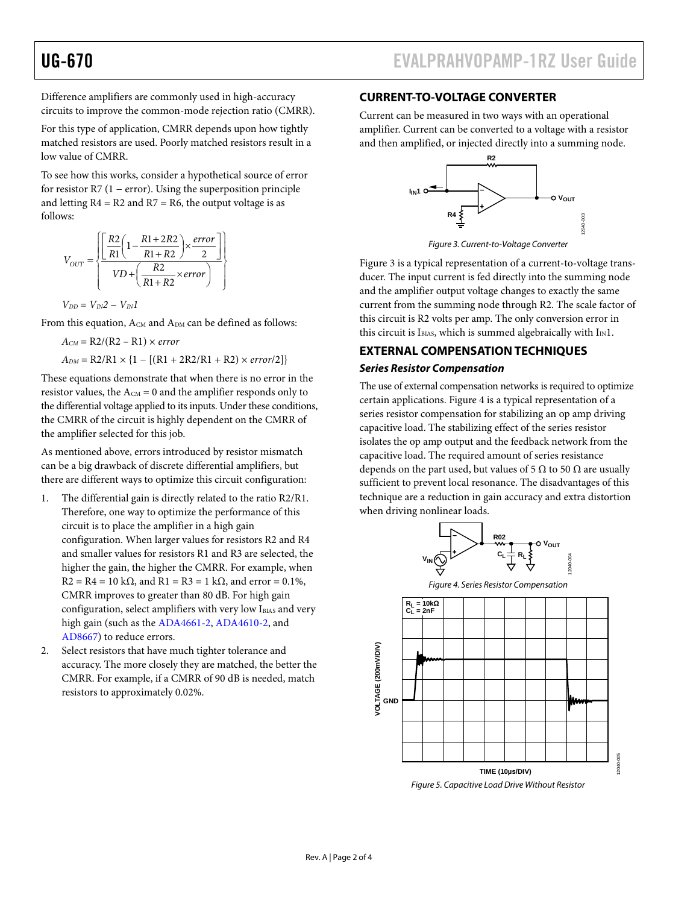Difference amplifiers are commonly used in high-accuracy circuits to improve the common-mode rejection ratio (CMRR).

For this type of application, CMRR depends upon how tightly matched resistors are used. Poorly matched resistors result in a low value of CMRR.

To see how this works, consider a hypothetical source of error for resistor R7 (1 − error). Using the superposition principle and letting R4 = R2 and R7 = R6, the output voltage is as follows:

$$V_{OUT} = \left\{ \frac{\left[ \frac{R2}{R1}\left(1 - \frac{R1 + 2R2}{R1 + R2}\right) \times \frac{error}{2} \right]}{VD + \left( \frac{R2}{R1 + R2} \times error \right)} \right\}$$

$V_{DD} = V_{IN}2 - V_{IN}1$

From this equation, $A_{CM}$ and $A_{DM}$ can be defined as follows:

$A_{CM} = R2/(R2 - R1) \times error$

$A_{DM} = R2/R1 \times \{1 - [(R1 + 2R2/R1 + R2) \times error/2]\}$

These equations demonstrate that when there is no error in the resistor values, the $A_{CM} = 0$ and the amplifier responds only to the differential voltage applied to its inputs. Under these conditions, the CMRR of the circuit is highly dependent on the CMRR of the amplifier selected for this job.

As mentioned above, errors introduced by resistor mismatch can be a big drawback of discrete differential amplifiers, but there are different ways to optimize this circuit configuration:

1. The differential gain is directly related to the ratio R2/R1. Therefore, one way to optimize the performance of this circuit is to place the amplifier in a high gain configuration. When larger values for resistors R2 and R4 and smaller values for resistors R1 and R3 are selected, the higher the gain, the higher the CMRR. For example, when R2 = R4 = 10 kΩ, and R1 = R3 = 1 kΩ, and error = 0.1%, CMRR improves to greater than 80 dB. For high gain configuration, select amplifiers with very low $I_{BIAS}$ and very high gain (such as the ADA4661-2, ADA4610-2, and AD8667) to reduce errors.
2. Select resistors that have much tighter tolerance and accuracy. The more closely they are matched, the better the CMRR. For example, if a CMRR of 90 dB is needed, match resistors to approximately 0.02%.

## CURRENT-TO-VOLTAGE CONVERTER

Current can be measured in two ways with an operational amplifier. Current can be converted to a voltage with a resistor and then amplified, or injected directly into a summing node.

*Figure 3. Current-to-Voltage Converter*

Figure 3 is a typical representation of a current-to-voltage transducer. The input current is fed directly into the summing node and the amplifier output voltage changes to exactly the same current from the summing node through R2. The scale factor of this circuit is R2 volts per amp. The only conversion error in this circuit is $I_{BIAS}$, which is summed algebraically with $I_{IN}1$.

## EXTERNAL COMPENSATION TECHNIQUES

### *Series Resistor Compensation*

The use of external compensation networks is required to optimize certain applications. Figure 4 is a typical representation of a series resistor compensation for stabilizing an op amp driving capacitive load. The stabilizing effect of the series resistor isolates the op amp output and the feedback network from the capacitive load. The required amount of series resistance depends on the part used, but values of 5 Ω to 50 Ω are usually sufficient to prevent local resonance. The disadvantages of this technique are a reduction in gain accuracy and extra distortion when driving nonlinear loads.

*Figure 4. Series Resistor Compensation*

*Figure 5. Capacitive Load Drive Without Resistor*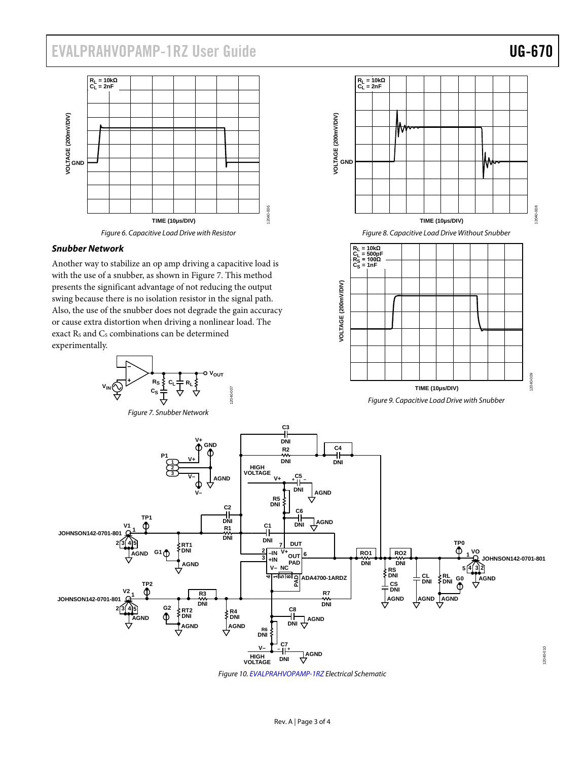Figure 6. Capacitive Load Drive with Resistor

### Snubber Network

Another way to stabilize an op amp driving a capacitive load is with the use of a snubber, as shown in Figure 7. This method presents the significant advantage of not reducing the output swing because there is no isolation resistor in the signal path. Also, the use of the snubber does not degrade the gain accuracy or cause extra distortion when driving a nonlinear load. The exact $R_S$ and $C_S$ combinations can be determined experimentally.

Figure 7. Snubber Network

Figure 8. Capacitive Load Drive Without Snubber

Figure 9. Capacitive Load Drive with Snubber

Figure 10. EVALPRAHVOPAMP-1RZ Electrical Schematic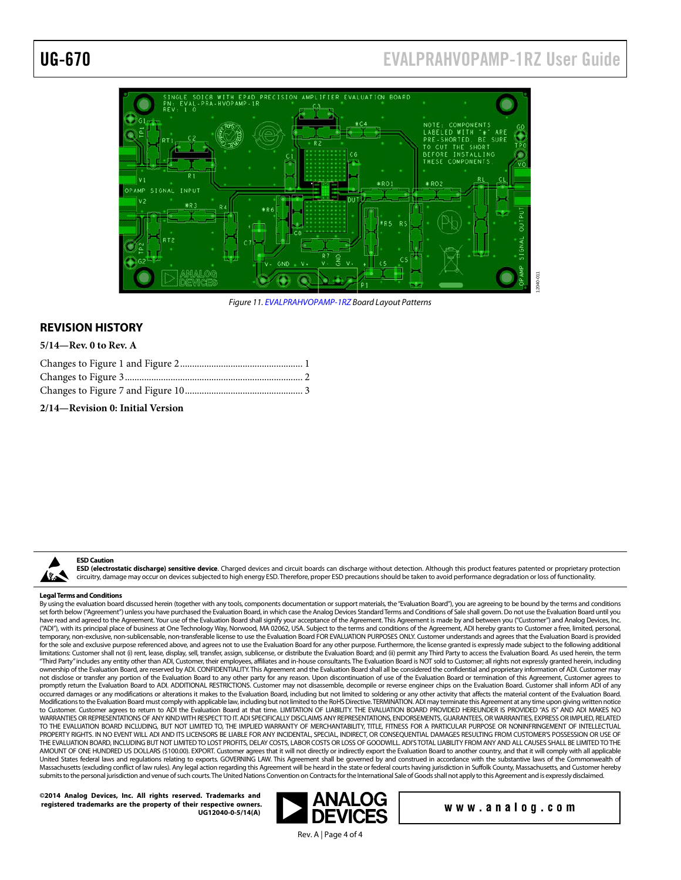Figure 11. EVALPRAHVOPAMP-1RZ Board Layout Patterns

## REVISION HISTORY

**5/14—Rev. 0 to Rev. A**

Changes to Figure 1 and Figure 2 .................................................. 1
Changes to Figure 3 ......................................................................... 2
Changes to Figure 7 and Figure 10 ................................................ 3

**2/14—Revision 0: Initial Version**

**ESD Caution**
**ESD (electrostatic discharge) sensitive device**. Charged devices and circuit boards can discharge without detection. Although this product features patented or proprietary protection circuitry, damage may occur on devices subjected to high energy ESD. Therefore, proper ESD precautions should be taken to avoid performance degradation or loss of functionality.

**Legal Terms and Conditions**
By using the evaluation board discussed herein (together with any tools, components documentation or support materials, the "Evaluation Board"), you are agreeing to be bound by the terms and conditions set forth below ("Agreement") unless you have purchased the Evaluation Board, in which case the Analog Devices Standard Terms and Conditions of Sale shall govern. Do not use the Evaluation Board until you have read and agreed to the Agreement. Your use of the Evaluation Board shall signify your acceptance of the Agreement. This Agreement is made by and between you ("Customer") and Analog Devices, Inc. ("ADI"), with its principal place of business at One Technology Way, Norwood, MA 02062, USA. Subject to the terms and conditions of the Agreement, ADI hereby grants to Customer a free, limited, personal, temporary, non-exclusive, non-sublicensable, non-transferable license to use the Evaluation Board FOR EVALUATION PURPOSES ONLY. Customer understands and agrees that the Evaluation Board is provided for the sole and exclusive purpose referenced above, and agrees not to use the Evaluation Board for any other purpose. Furthermore, the license granted is expressly made subject to the following additional limitations: Customer shall not (i) rent, lease, display, sell, transfer, assign, sublicense, or distribute the Evaluation Board; and (ii) permit any Third Party to access the Evaluation Board. As used herein, the term "Third Party" includes any entity other than ADI, Customer, their employees, affiliates and in-house consultants. The Evaluation Board is NOT sold to Customer; all rights not expressly granted herein, including ownership of the Evaluation Board, are reserved by ADI. CONFIDENTIALITY. This Agreement and the Evaluation Board shall all be considered the confidential and proprietary information of ADI. Customer may not disclose or transfer any portion of the Evaluation Board to any other party for any reason. Upon discontinuation of use of the Evaluation Board or termination of this Agreement, Customer agrees to promptly return the Evaluation Board to ADI. ADDITIONAL RESTRICTIONS. Customer may not disassemble, decompile or reverse engineer chips on the Evaluation Board. Customer shall inform ADI of any occurred damages or any modifications or alterations it makes to the Evaluation Board, including but not limited to soldering or any other activity that affects the material content of the Evaluation Board. Modifications to the Evaluation Board must comply with applicable law, including but not limited to the RoHS Directive. TERMINATION. ADI may terminate this Agreement at any time upon giving written notice to Customer. Customer agrees to return to ADI the Evaluation Board at that time. LIMITATION OF LIABILITY. THE EVALUATION BOARD PROVIDED HEREUNDER IS PROVIDED "AS IS" AND ADI MAKES NO WARRANTIES OR REPRESENTATIONS OF ANY KIND WITH RESPECT TO IT. ADI SPECIFICALLY DISCLAIMS ANY REPRESENTATIONS, ENDORSEMENTS, GUARANTEES, OR WARRANTIES, EXPRESS OR IMPLIED, RELATED TO THE EVALUATION BOARD INCLUDING, BUT NOT LIMITED TO, THE IMPLIED WARRANTY OF MERCHANTABILITY, TITLE, FITNESS FOR A PARTICULAR PURPOSE OR NONINFRINGEMENT OF INTELLECTUAL PROPERTY RIGHTS. IN NO EVENT WILL ADI AND ITS LICENSORS BE LIABLE FOR ANY INCIDENTAL, SPECIAL, INDIRECT, OR CONSEQUENTIAL DAMAGES RESULTING FROM CUSTOMER'S POSSESSION OR USE OF THE EVALUATION BOARD, INCLUDING BUT NOT LIMITED TO LOST PROFITS, DELAY COSTS, LABOR COSTS OR LOSS OF GOODWILL. ADI'S TOTAL LIABILITY FROM ANY AND ALL CAUSES SHALL BE LIMITED TO THE AMOUNT OF ONE HUNDRED US DOLLARS ($100.00). EXPORT. Customer agrees that it will not directly or indirectly export the Evaluation Board to another country, and that it will comply with all applicable United States federal laws and regulations relating to exports. GOVERNING LAW. This Agreement shall be governed by and construed in accordance with the substantive laws of the Commonwealth of Massachusetts (excluding conflict of law rules). Any legal action regarding this Agreement will be heard in the state or federal courts having jurisdiction in Suffolk County, Massachusetts, and Customer hereby submits to the personal jurisdiction and venue of such courts. The United Nations Convention on Contracts for the International Sale of Goods shall not apply to this Agreement and is expressly disclaimed.

**©2014 Analog Devices, Inc. All rights reserved. Trademarks and registered trademarks are the property of their respective owners.**
**UG12040-0-5/14(A)**

www.analog.com